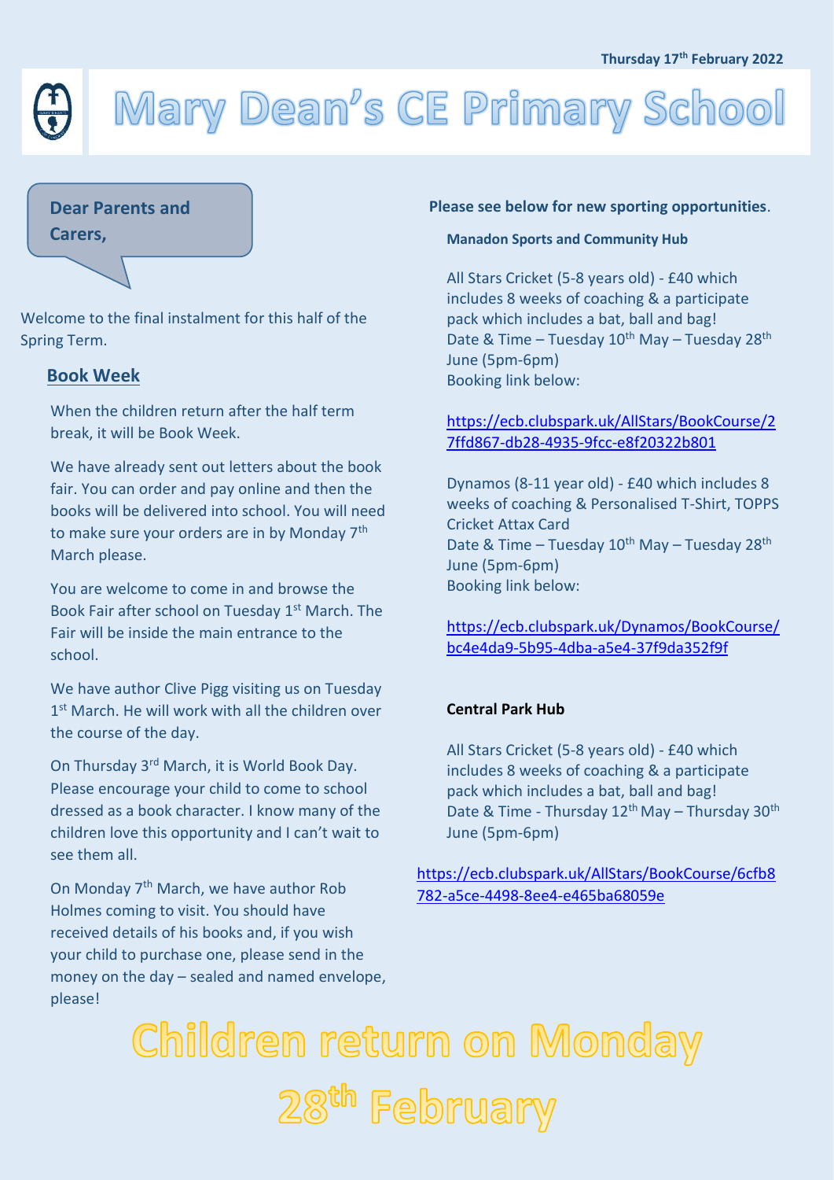Thursday 17th February 2022

# Mary Dean's CE Primary School

**Dear Parents and Carers,**

Welcome to the final instalment for this half of the Spring Term.

## Book Week

When the children return after the half term break, it will be Book Week.

We have already sent out letters about the book fair. You can order and pay online and then the books will be delivered into school. You will need to make sure your orders are in by Monday 7th March please.

You are welcome to come in and browse the Book Fair after school on Tuesday 1st March. The Fair will be inside the main entrance to the school.

We have author Clive Pigg visiting us on Tuesday 1st March. He will work with all the children over the course of the day.

On Thursday 3rd March, it is World Book Day. Please encourage your child to come to school dressed as a book character. I know many of the children love this opportunity and I can't wait to see them all.

On Monday 7th March, we have author Rob Holmes coming to visit. You should have received details of his books and, if you wish your child to purchase one, please send in the money on the day – sealed and named envelope, please!

**Please see below for new sporting opportunities**.

**Manadon Sports and Community Hub**

All Stars Cricket (5-8 years old) - £40 which includes 8 weeks of coaching & a participate pack which includes a bat, ball and bag!
Date & Time – Tuesday 10th May – Tuesday 28th June (5pm-6pm)
Booking link below:

https://ecb.clubspark.uk/AllStars/BookCourse/27ffd867-db28-4935-9fcc-e8f20322b801

Dynamos (8-11 year old) - £40 which includes 8 weeks of coaching & Personalised T-Shirt, TOPPS Cricket Attax Card
Date & Time – Tuesday 10th May – Tuesday 28th June (5pm-6pm)
Booking link below:

https://ecb.clubspark.uk/Dynamos/BookCourse/bc4e4da9-5b95-4dba-a5e4-37f9da352f9f

**Central Park Hub**

All Stars Cricket (5-8 years old) - £40 which includes 8 weeks of coaching & a participate pack which includes a bat, ball and bag!
Date & Time - Thursday 12th May – Thursday 30th June (5pm-6pm)

https://ecb.clubspark.uk/AllStars/BookCourse/6cfb8782-a5ce-4498-8ee4-e465ba68059e

# Children return on Monday 28th February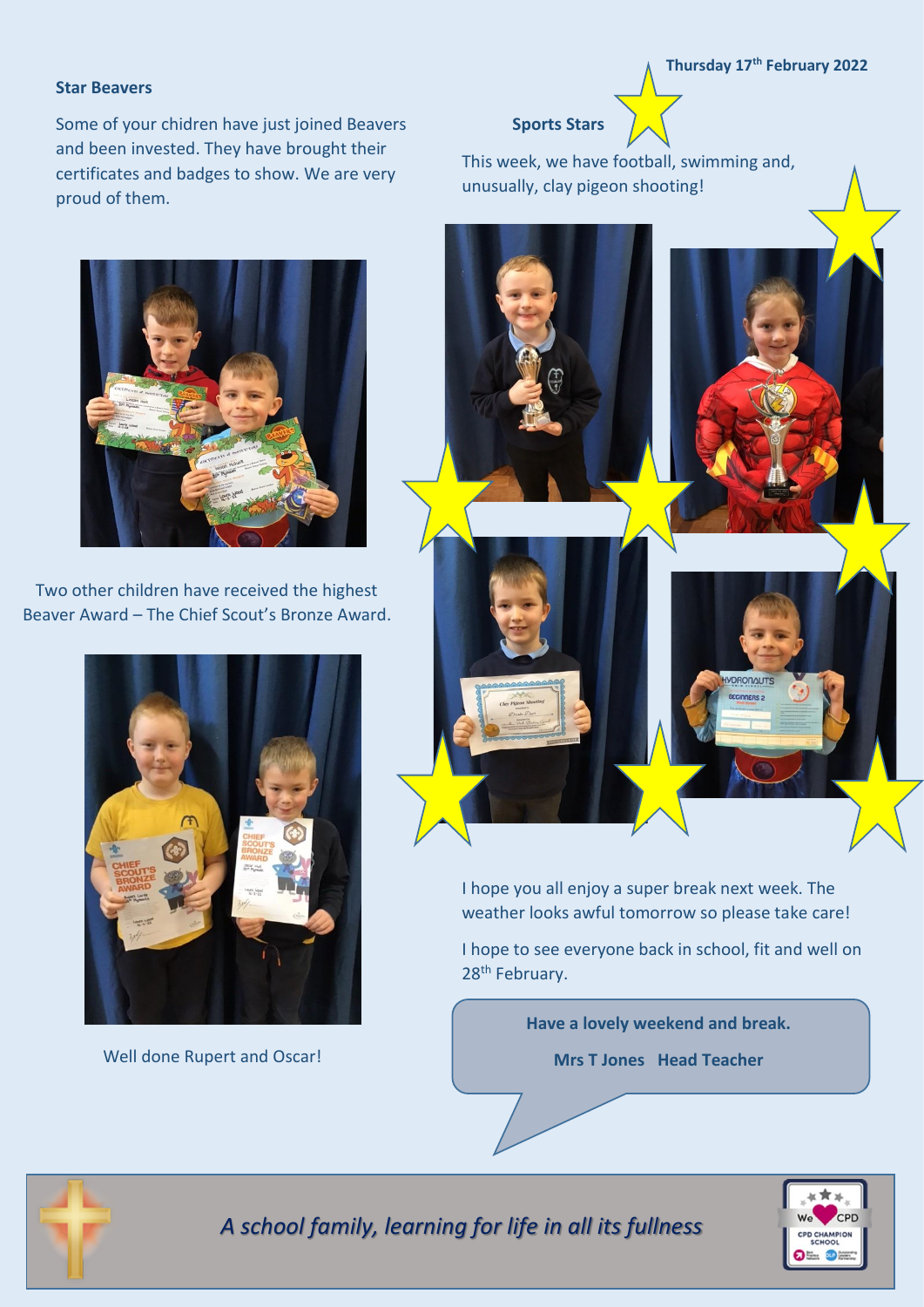Thursday 17th February 2022

**Star Beavers**

Some of your chidren have just joined Beavers and been invested. They have brought their certificates and badges to show. We are very proud of them.

Two other children have received the highest Beaver Award – The Chief Scout's Bronze Award.

Well done Rupert and Oscar!

**Sports Stars**

This week, we have football, swimming and, unusually, clay pigeon shooting!

I hope you all enjoy a super break next week. The weather looks awful tomorrow so please take care!

I hope to see everyone back in school, fit and well on 28th February.

**Have a lovely weekend and break.**

**Mrs T Jones Head Teacher**

*A school family, learning for life in all its fullness*